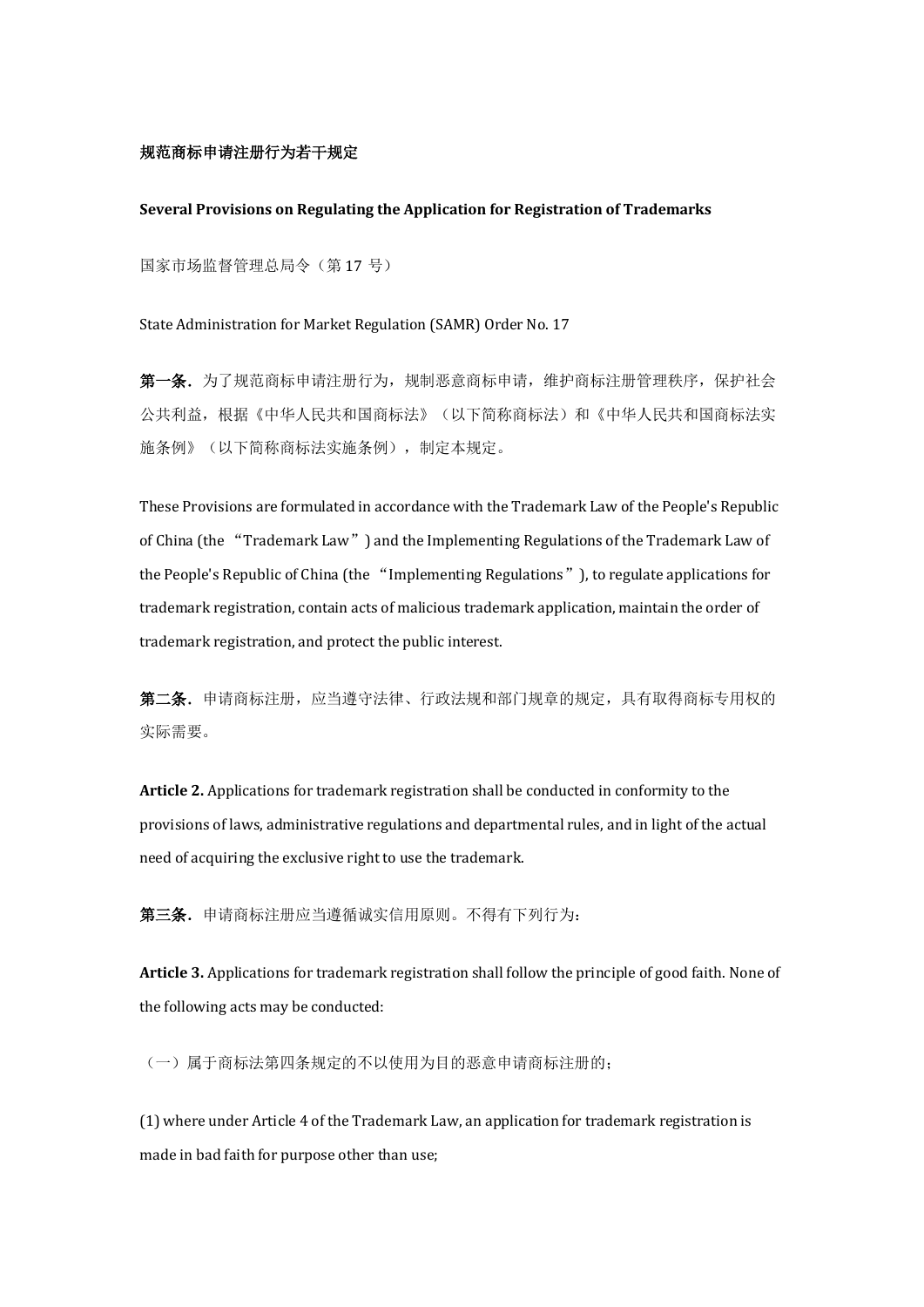**规范商标申请注册行为若干规定**

**Several Provisions on Regulating the Application for Registration of Trademarks**

国家市场监督管理总局令（第 17 号）

State Administration for Market Regulation (SAMR) Order No. 17

**第一条.** 为了规范商标申请注册行为，规制恶意商标申请，维护商标注册管理秩序，保护社会公共利益，根据《中华人民共和国商标法》（以下简称商标法）和《中华人民共和国商标法实施条例》（以下简称商标法实施条例），制定本规定。

These Provisions are formulated in accordance with the Trademark Law of the People's Republic of China (the "Trademark Law") and the Implementing Regulations of the Trademark Law of the People's Republic of China (the "Implementing Regulations"), to regulate applications for trademark registration, contain acts of malicious trademark application, maintain the order of trademark registration, and protect the public interest.

**第二条.** 申请商标注册，应当遵守法律、行政法规和部门规章的规定，具有取得商标专用权的实际需要。

**Article 2.** Applications for trademark registration shall be conducted in conformity to the provisions of laws, administrative regulations and departmental rules, and in light of the actual need of acquiring the exclusive right to use the trademark.

**第三条.** 申请商标注册应当遵循诚实信用原则。不得有下列行为：

**Article 3.** Applications for trademark registration shall follow the principle of good faith. None of the following acts may be conducted:

（一）属于商标法第四条规定的不以使用为目的恶意申请商标注册的；

(1) where under Article 4 of the Trademark Law, an application for trademark registration is made in bad faith for purpose other than use;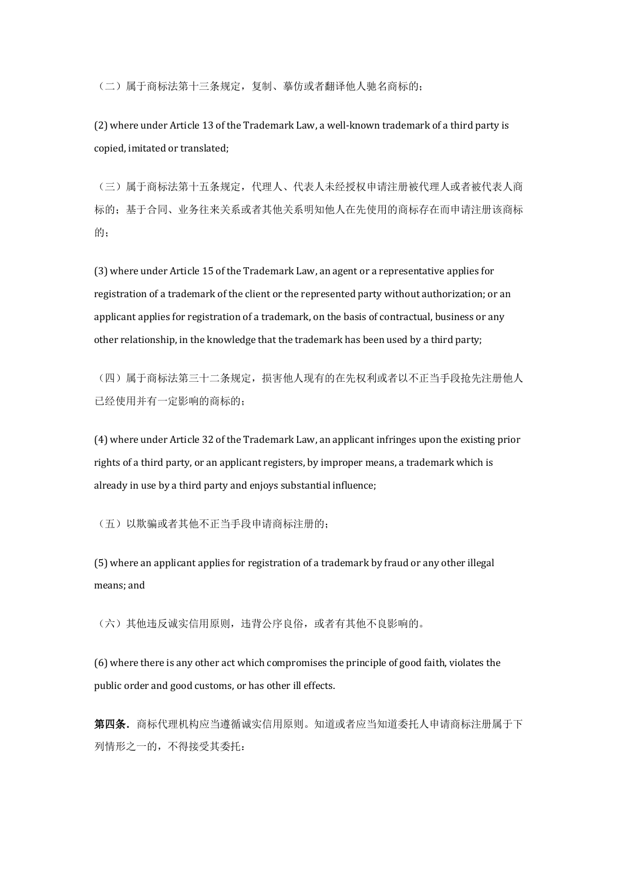（二）属于商标法第十三条规定，复制、摹仿或者翻译他人驰名商标的；

(2) where under Article 13 of the Trademark Law, a well-known trademark of a third party is copied, imitated or translated;

（三）属于商标法第十五条规定，代理人、代表人未经授权申请注册被代理人或者被代表人商标的；基于合同、业务往来关系或者其他关系明知他人在先使用的商标存在而申请注册该商标的；

(3) where under Article 15 of the Trademark Law, an agent or a representative applies for registration of a trademark of the client or the represented party without authorization; or an applicant applies for registration of a trademark, on the basis of contractual, business or any other relationship, in the knowledge that the trademark has been used by a third party;

（四）属于商标法第三十二条规定，损害他人现有的在先权利或者以不正当手段抢先注册他人已经使用并有一定影响的商标的；

(4) where under Article 32 of the Trademark Law, an applicant infringes upon the existing prior rights of a third party, or an applicant registers, by improper means, a trademark which is already in use by a third party and enjoys substantial influence;

（五）以欺骗或者其他不正当手段申请商标注册的；

(5) where an applicant applies for registration of a trademark by fraud or any other illegal means; and

（六）其他违反诚实信用原则，违背公序良俗，或者有其他不良影响的。

(6) where there is any other act which compromises the principle of good faith, violates the public order and good customs, or has other ill effects.

**第四条.** 商标代理机构应当遵循诚实信用原则。知道或者应当知道委托人申请商标注册属于下列情形之一的，不得接受其委托：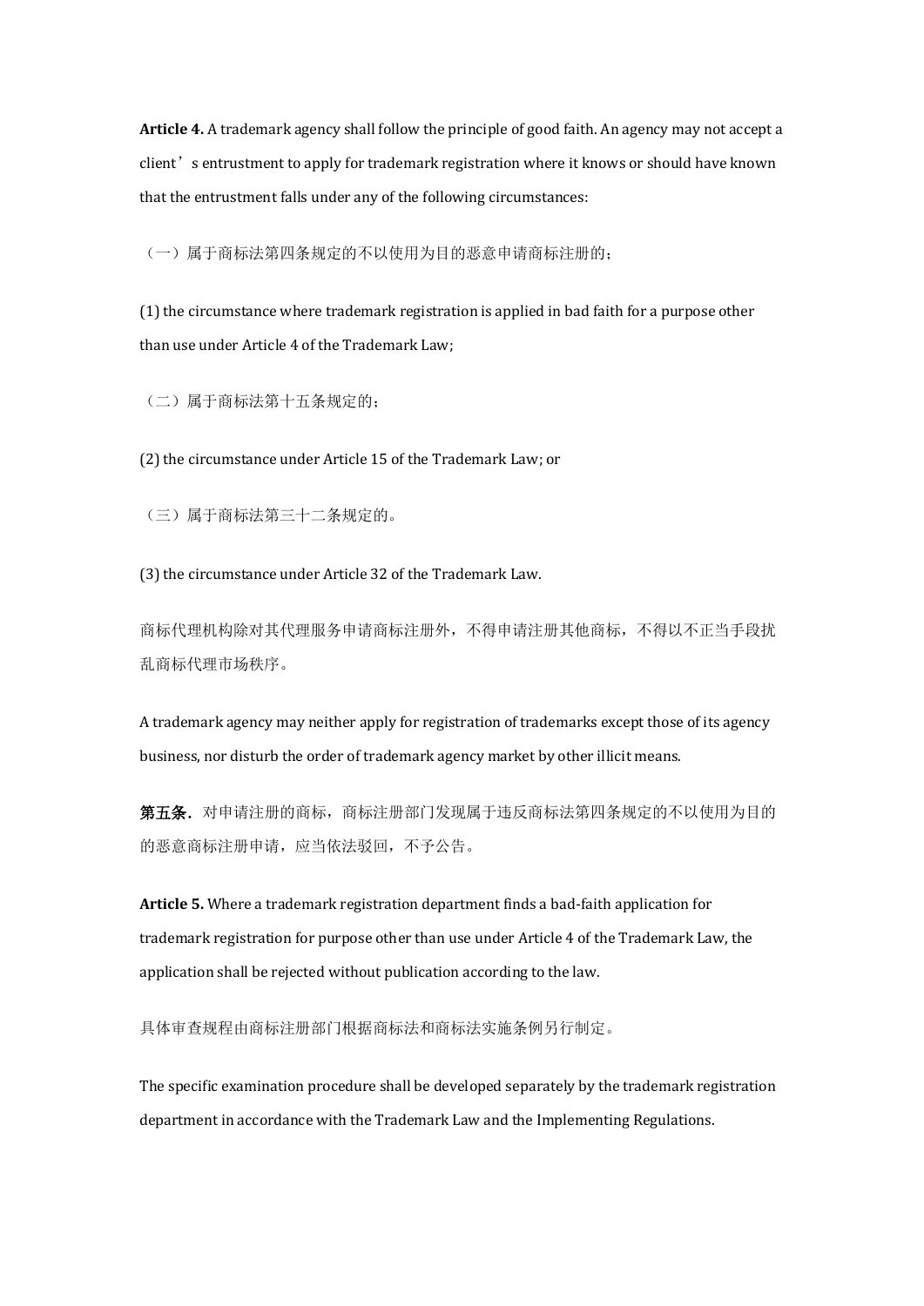**Article 4.** A trademark agency shall follow the principle of good faith. An agency may not accept a client’s entrustment to apply for trademark registration where it knows or should have known that the entrustment falls under any of the following circumstances:

（一）属于商标法第四条规定的不以使用为目的恶意申请商标注册的；

(1) the circumstance where trademark registration is applied in bad faith for a purpose other than use under Article 4 of the Trademark Law;

（二）属于商标法第十五条规定的；

(2) the circumstance under Article 15 of the Trademark Law; or

（三）属于商标法第三十二条规定的。

(3) the circumstance under Article 32 of the Trademark Law.

商标代理机构除对其代理服务申请商标注册外，不得申请注册其他商标，不得以不正当手段扰乱商标代理市场秩序。

A trademark agency may neither apply for registration of trademarks except those of its agency business, nor disturb the order of trademark agency market by other illicit means.

**第五条.** 对申请注册的商标，商标注册部门发现属于违反商标法第四条规定的不以使用为目的的恶意商标注册申请，应当依法驳回，不予公告。

**Article 5.** Where a trademark registration department finds a bad-faith application for trademark registration for purpose other than use under Article 4 of the Trademark Law, the application shall be rejected without publication according to the law.

具体审查规程由商标注册部门根据商标法和商标法实施条例另行制定。

The specific examination procedure shall be developed separately by the trademark registration department in accordance with the Trademark Law and the Implementing Regulations.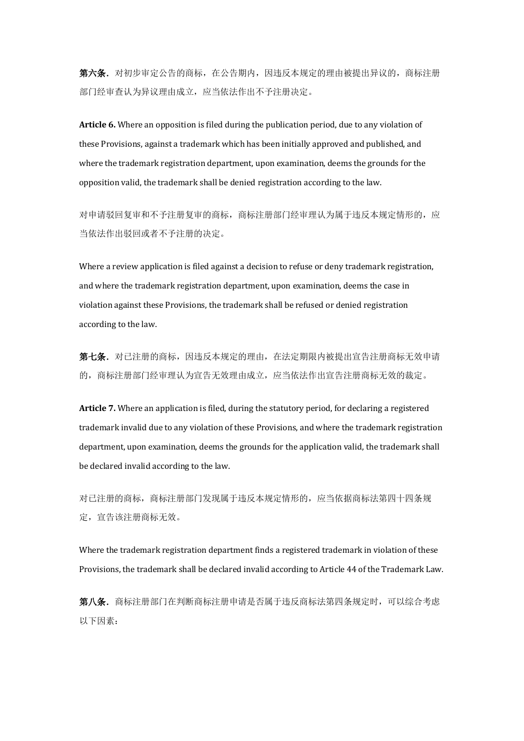**第六条．**对初步审定公告的商标，在公告期内，因违反本规定的理由被提出异议的，商标注册部门经审查认为异议理由成立，应当依法作出不予注册决定。

**Article 6.** Where an opposition is filed during the publication period, due to any violation of these Provisions, against a trademark which has been initially approved and published, and where the trademark registration department, upon examination, deems the grounds for the opposition valid, the trademark shall be denied registration according to the law.

对申请驳回复审和不予注册复审的商标，商标注册部门经审理认为属于违反本规定情形的，应当依法作出驳回或者不予注册的决定。

Where a review application is filed against a decision to refuse or deny trademark registration, and where the trademark registration department, upon examination, deems the case in violation against these Provisions, the trademark shall be refused or denied registration according to the law.

**第七条．**对已注册的商标，因违反本规定的理由，在法定期限内被提出宣告注册商标无效申请的，商标注册部门经审理认为宣告无效理由成立，应当依法作出宣告注册商标无效的裁定。

**Article 7.** Where an application is filed, during the statutory period, for declaring a registered trademark invalid due to any violation of these Provisions, and where the trademark registration department, upon examination, deems the grounds for the application valid, the trademark shall be declared invalid according to the law.

对已注册的商标，商标注册部门发现属于违反本规定情形的，应当依据商标法第四十四条规定，宣告该注册商标无效。

Where the trademark registration department finds a registered trademark in violation of these Provisions, the trademark shall be declared invalid according to Article 44 of the Trademark Law.

**第八条．**商标注册部门在判断商标注册申请是否属于违反商标法第四条规定时，可以综合考虑以下因素：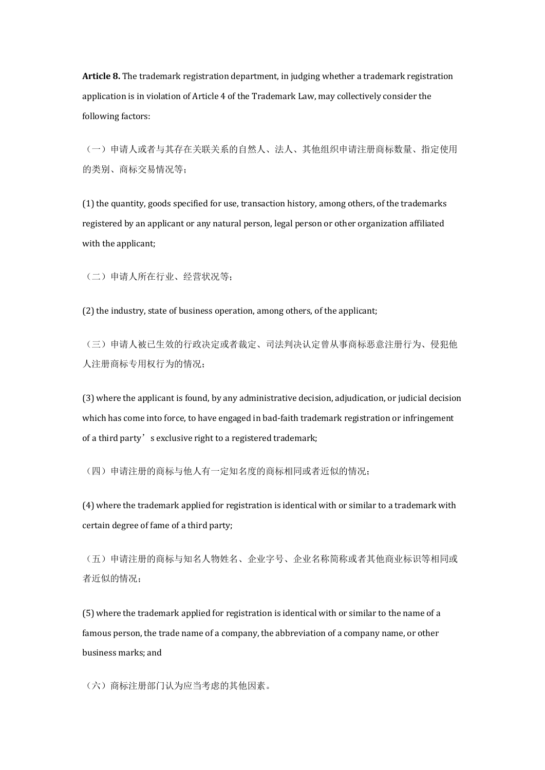**Article 8.** The trademark registration department, in judging whether a trademark registration application is in violation of Article 4 of the Trademark Law, may collectively consider the following factors:

（一）申请人或者与其存在关联关系的自然人、法人、其他组织申请注册商标数量、指定使用的类别、商标交易情况等；

(1) the quantity, goods specified for use, transaction history, among others, of the trademarks registered by an applicant or any natural person, legal person or other organization affiliated with the applicant;

（二）申请人所在行业、经营状况等；

(2) the industry, state of business operation, among others, of the applicant;

（三）申请人被已生效的行政决定或者裁定、司法判决认定曾从事商标恶意注册行为、侵犯他人注册商标专用权行为的情况；

(3) where the applicant is found, by any administrative decision, adjudication, or judicial decision which has come into force, to have engaged in bad-faith trademark registration or infringement of a third party’s exclusive right to a registered trademark;

（四）申请注册的商标与他人有一定知名度的商标相同或者近似的情况；

(4) where the trademark applied for registration is identical with or similar to a trademark with certain degree of fame of a third party;

（五）申请注册的商标与知名人物姓名、企业字号、企业名称简称或者其他商业标识等相同或者近似的情况；

(5) where the trademark applied for registration is identical with or similar to the name of a famous person, the trade name of a company, the abbreviation of a company name, or other business marks; and

（六）商标注册部门认为应当考虑的其他因素。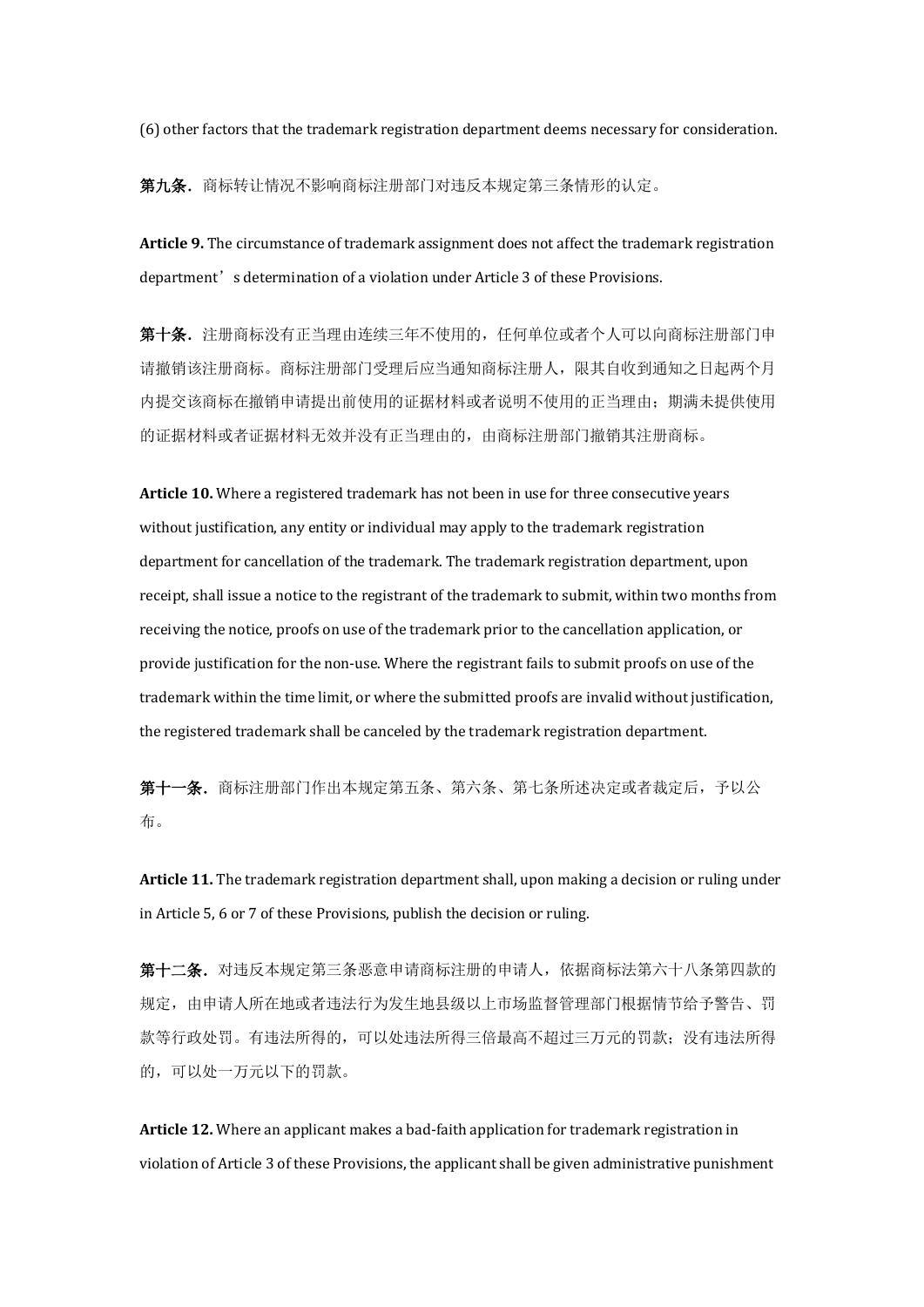(6) other factors that the trademark registration department deems necessary for consideration.

**第九条**. 商标转让情况不影响商标注册部门对违反本规定第三条情形的认定。

**Article 9.** The circumstance of trademark assignment does not affect the trademark registration department's determination of a violation under Article 3 of these Provisions.

**第十条**. 注册商标没有正当理由连续三年不使用的，任何单位或者个人可以向商标注册部门申请撤销该注册商标。商标注册部门受理后应当通知商标注册人，限其自收到通知之日起两个月内提交该商标在撤销申请提出前使用的证据材料或者说明不使用的正当理由；期满未提供使用的证据材料或者证据材料无效并没有正当理由的，由商标注册部门撤销其注册商标。

**Article 10.** Where a registered trademark has not been in use for three consecutive years without justification, any entity or individual may apply to the trademark registration department for cancellation of the trademark. The trademark registration department, upon receipt, shall issue a notice to the registrant of the trademark to submit, within two months from receiving the notice, proofs on use of the trademark prior to the cancellation application, or provide justification for the non-use. Where the registrant fails to submit proofs on use of the trademark within the time limit, or where the submitted proofs are invalid without justification, the registered trademark shall be canceled by the trademark registration department.

**第十一条**. 商标注册部门作出本规定第五条、第六条、第七条所述决定或者裁定后，予以公布。

**Article 11.** The trademark registration department shall, upon making a decision or ruling under in Article 5, 6 or 7 of these Provisions, publish the decision or ruling.

**第十二条**. 对违反本规定第三条恶意申请商标注册的申请人，依据商标法第六十八条第四款的规定，由申请人所在地或者违法行为发生地县级以上市场监督管理部门根据情节给予警告、罚款等行政处罚。有违法所得的，可以处违法所得三倍最高不超过三万元的罚款；没有违法所得的，可以处一万元以下的罚款。

**Article 12.** Where an applicant makes a bad-faith application for trademark registration in violation of Article 3 of these Provisions, the applicant shall be given administrative punishment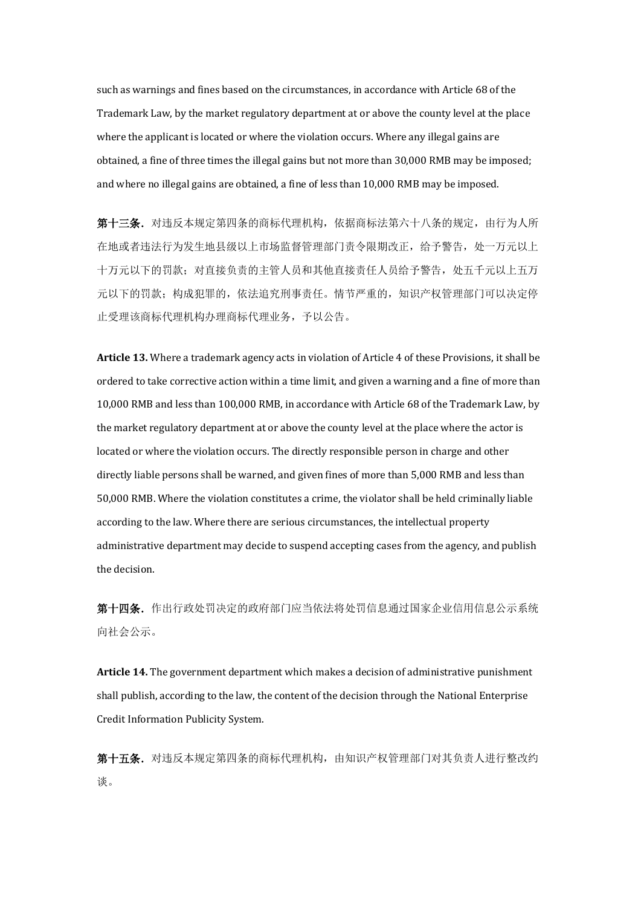such as warnings and fines based on the circumstances, in accordance with Article 68 of the Trademark Law, by the market regulatory department at or above the county level at the place where the applicant is located or where the violation occurs. Where any illegal gains are obtained, a fine of three times the illegal gains but not more than 30,000 RMB may be imposed; and where no illegal gains are obtained, a fine of less than 10,000 RMB may be imposed.

**第十三条.** 对违反本规定第四条的商标代理机构，依据商标法第六十八条的规定，由行为人所在地或者违法行为发生地县级以上市场监督管理部门责令限期改正，给予警告，处一万元以上十万元以下的罚款；对直接负责的主管人员和其他直接责任人员给予警告，处五千元以上五万元以下的罚款；构成犯罪的，依法追究刑事责任。情节严重的，知识产权管理部门可以决定停止受理该商标代理机构办理商标代理业务，予以公告。

**Article 13.** Where a trademark agency acts in violation of Article 4 of these Provisions, it shall be ordered to take corrective action within a time limit, and given a warning and a fine of more than 10,000 RMB and less than 100,000 RMB, in accordance with Article 68 of the Trademark Law, by the market regulatory department at or above the county level at the place where the actor is located or where the violation occurs. The directly responsible person in charge and other directly liable persons shall be warned, and given fines of more than 5,000 RMB and less than 50,000 RMB. Where the violation constitutes a crime, the violator shall be held criminally liable according to the law. Where there are serious circumstances, the intellectual property administrative department may decide to suspend accepting cases from the agency, and publish the decision.

**第十四条.** 作出行政处罚决定的政府部门应当依法将处罚信息通过国家企业信用信息公示系统向社会公示。

**Article 14.** The government department which makes a decision of administrative punishment shall publish, according to the law, the content of the decision through the National Enterprise Credit Information Publicity System.

**第十五条.** 对违反本规定第四条的商标代理机构，由知识产权管理部门对其负责人进行整改约谈。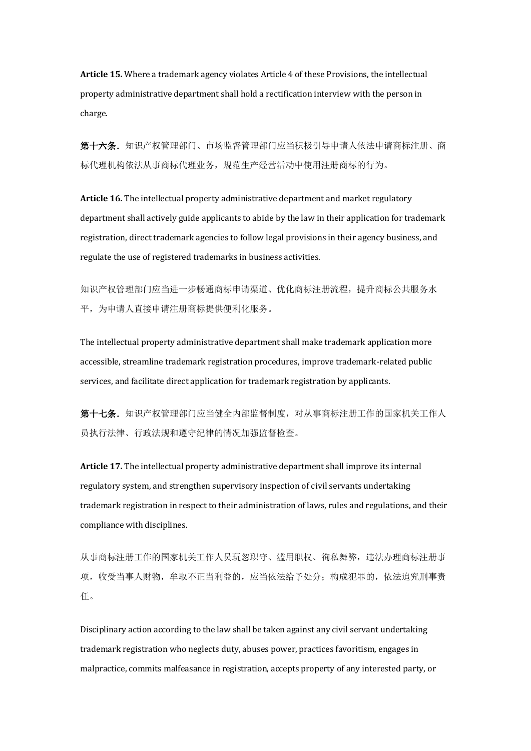**Article 15.** Where a trademark agency violates Article 4 of these Provisions, the intellectual property administrative department shall hold a rectification interview with the person in charge.

**第十六条.** 知识产权管理部门、市场监督管理部门应当积极引导申请人依法申请商标注册、商标代理机构依法从事商标代理业务，规范生产经营活动中使用注册商标的行为。

**Article 16.** The intellectual property administrative department and market regulatory department shall actively guide applicants to abide by the law in their application for trademark registration, direct trademark agencies to follow legal provisions in their agency business, and regulate the use of registered trademarks in business activities.

知识产权管理部门应当进一步畅通商标申请渠道、优化商标注册流程，提升商标公共服务水平，为申请人直接申请注册商标提供便利化服务。

The intellectual property administrative department shall make trademark application more accessible, streamline trademark registration procedures, improve trademark-related public services, and facilitate direct application for trademark registration by applicants.

**第十七条.** 知识产权管理部门应当健全内部监督制度，对从事商标注册工作的国家机关工作人员执行法律、行政法规和遵守纪律的情况加强监督检查。

**Article 17.** The intellectual property administrative department shall improve its internal regulatory system, and strengthen supervisory inspection of civil servants undertaking trademark registration in respect to their administration of laws, rules and regulations, and their compliance with disciplines.

从事商标注册工作的国家机关工作人员玩忽职守、滥用职权、徇私舞弊，违法办理商标注册事项，收受当事人财物，牟取不正当利益的，应当依法给予处分；构成犯罪的，依法追究刑事责任。

Disciplinary action according to the law shall be taken against any civil servant undertaking trademark registration who neglects duty, abuses power, practices favoritism, engages in malpractice, commits malfeasance in registration, accepts property of any interested party, or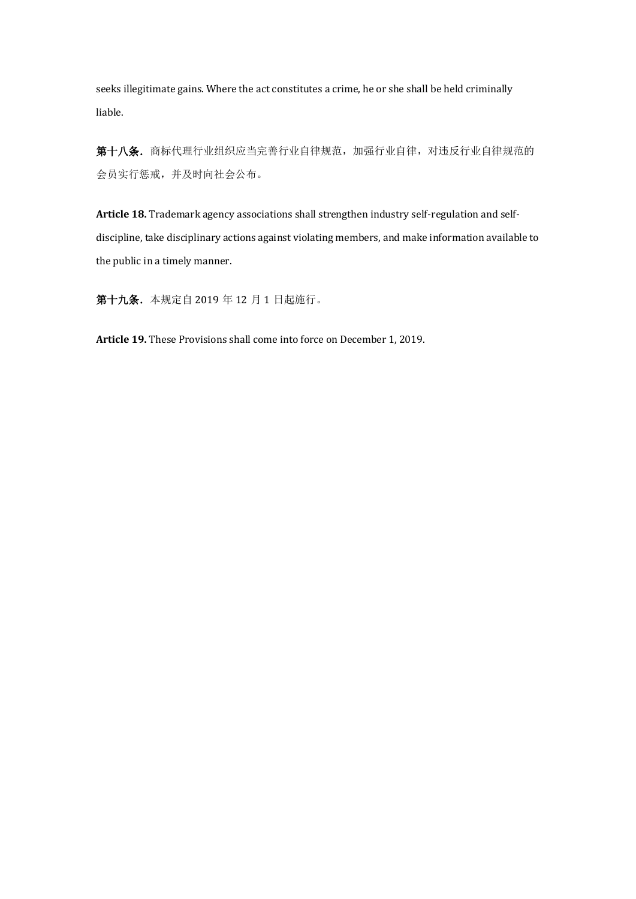seeks illegitimate gains. Where the act constitutes a crime, he or she shall be held criminally liable.

**第十八条．**商标代理行业组织应当完善行业自律规范，加强行业自律，对违反行业自律规范的会员实行惩戒，并及时向社会公布。

**Article 18.** Trademark agency associations shall strengthen industry self-regulation and self-discipline, take disciplinary actions against violating members, and make information available to the public in a timely manner.

**第十九条．**本规定自 2019 年 12 月 1 日起施行。

**Article 19.** These Provisions shall come into force on December 1, 2019.